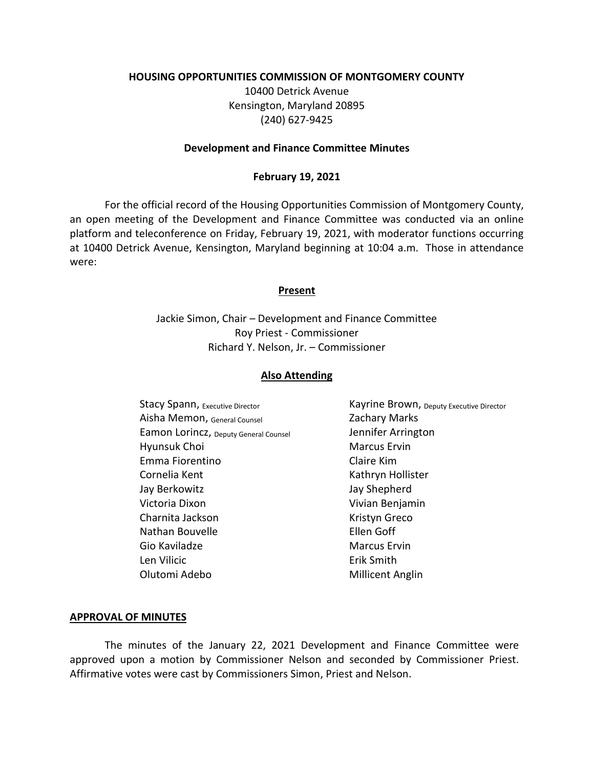**HOUSING OPPORTUNITIES COMMISSION OF MONTGOMERY COUNTY**

10400 Detrick Avenue
Kensington, Maryland 20895
(240) 627-9425

**Development and Finance Committee Minutes**

**February 19, 2021**

For the official record of the Housing Opportunities Commission of Montgomery County, an open meeting of the Development and Finance Committee was conducted via an online platform and teleconference on Friday, February 19, 2021, with moderator functions occurring at 10400 Detrick Avenue, Kensington, Maryland beginning at 10:04 a.m. Those in attendance were:

**Present**

Jackie Simon, Chair – Development and Finance Committee
Roy Priest - Commissioner
Richard Y. Nelson, Jr. – Commissioner

**Also Attending**

Stacy Spann, Executive Director
Aisha Memon, General Counsel
Eamon Lorincz, Deputy General Counsel
Hyunsuk Choi
Emma Fiorentino
Cornelia Kent
Jay Berkowitz
Victoria Dixon
Charnita Jackson
Nathan Bouvelle
Gio Kaviladze
Len Vilicic
Olutomi Adebo
Kayrine Brown, Deputy Executive Director
Zachary Marks
Jennifer Arrington
Marcus Ervin
Claire Kim
Kathryn Hollister
Jay Shepherd
Vivian Benjamin
Kristyn Greco
Ellen Goff
Marcus Ervin
Erik Smith
Millicent Anglin

**APPROVAL OF MINUTES**

The minutes of the January 22, 2021 Development and Finance Committee were approved upon a motion by Commissioner Nelson and seconded by Commissioner Priest. Affirmative votes were cast by Commissioners Simon, Priest and Nelson.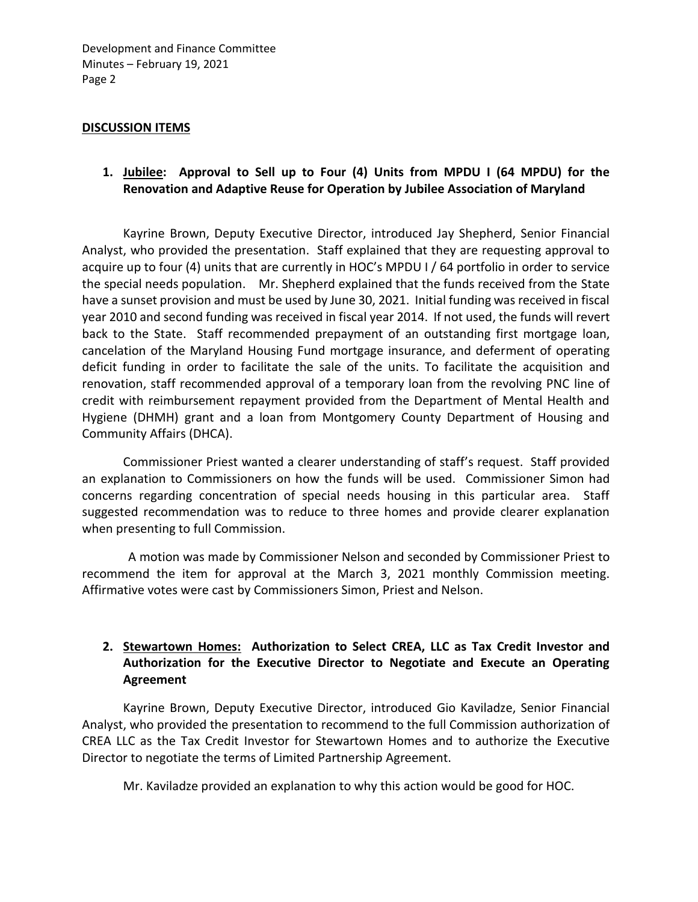## DISCUSSION ITEMS

### 1. Jubilee: Approval to Sell up to Four (4) Units from MPDU I (64 MPDU) for the Renovation and Adaptive Reuse for Operation by Jubilee Association of Maryland

Kayrine Brown, Deputy Executive Director, introduced Jay Shepherd, Senior Financial Analyst, who provided the presentation. Staff explained that they are requesting approval to acquire up to four (4) units that are currently in HOC's MPDU I / 64 portfolio in order to service the special needs population. Mr. Shepherd explained that the funds received from the State have a sunset provision and must be used by June 30, 2021. Initial funding was received in fiscal year 2010 and second funding was received in fiscal year 2014. If not used, the funds will revert back to the State. Staff recommended prepayment of an outstanding first mortgage loan, cancelation of the Maryland Housing Fund mortgage insurance, and deferment of operating deficit funding in order to facilitate the sale of the units. To facilitate the acquisition and renovation, staff recommended approval of a temporary loan from the revolving PNC line of credit with reimbursement repayment provided from the Department of Mental Health and Hygiene (DHMH) grant and a loan from Montgomery County Department of Housing and Community Affairs (DHCA).

Commissioner Priest wanted a clearer understanding of staff's request. Staff provided an explanation to Commissioners on how the funds will be used. Commissioner Simon had concerns regarding concentration of special needs housing in this particular area. Staff suggested recommendation was to reduce to three homes and provide clearer explanation when presenting to full Commission.

A motion was made by Commissioner Nelson and seconded by Commissioner Priest to recommend the item for approval at the March 3, 2021 monthly Commission meeting. Affirmative votes were cast by Commissioners Simon, Priest and Nelson.

### 2. Stewartown Homes: Authorization to Select CREA, LLC as Tax Credit Investor and Authorization for the Executive Director to Negotiate and Execute an Operating Agreement

Kayrine Brown, Deputy Executive Director, introduced Gio Kaviladze, Senior Financial Analyst, who provided the presentation to recommend to the full Commission authorization of CREA LLC as the Tax Credit Investor for Stewartown Homes and to authorize the Executive Director to negotiate the terms of Limited Partnership Agreement.

Mr. Kaviladze provided an explanation to why this action would be good for HOC.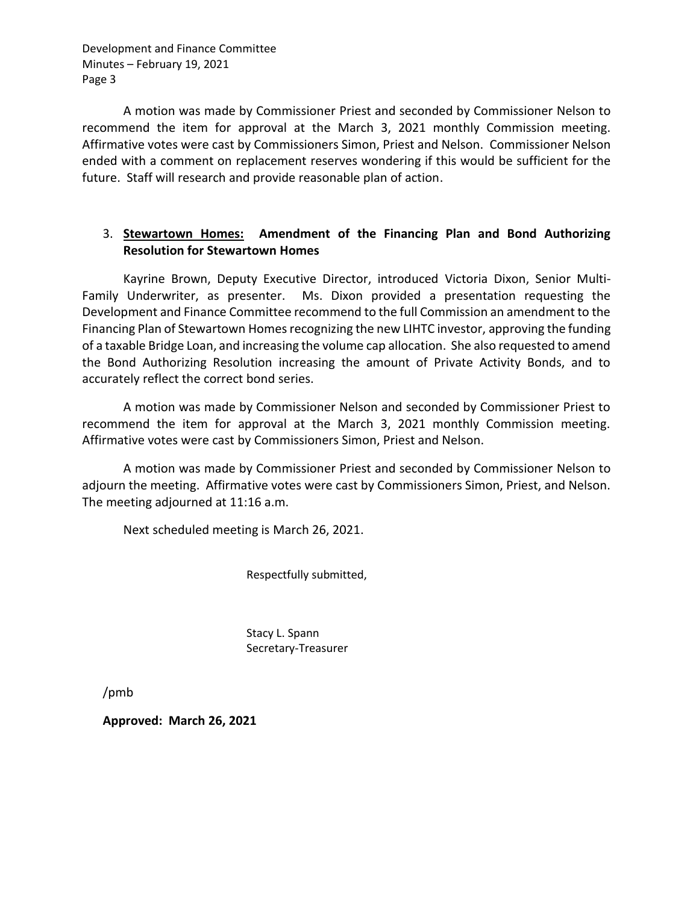A motion was made by Commissioner Priest and seconded by Commissioner Nelson to recommend the item for approval at the March 3, 2021 monthly Commission meeting. Affirmative votes were cast by Commissioners Simon, Priest and Nelson. Commissioner Nelson ended with a comment on replacement reserves wondering if this would be sufficient for the future. Staff will research and provide reasonable plan of action.

3. **Stewartown Homes: Amendment of the Financing Plan and Bond Authorizing Resolution for Stewartown Homes**

Kayrine Brown, Deputy Executive Director, introduced Victoria Dixon, Senior Multi-Family Underwriter, as presenter. Ms. Dixon provided a presentation requesting the Development and Finance Committee recommend to the full Commission an amendment to the Financing Plan of Stewartown Homes recognizing the new LIHTC investor, approving the funding of a taxable Bridge Loan, and increasing the volume cap allocation. She also requested to amend the Bond Authorizing Resolution increasing the amount of Private Activity Bonds, and to accurately reflect the correct bond series.

A motion was made by Commissioner Nelson and seconded by Commissioner Priest to recommend the item for approval at the March 3, 2021 monthly Commission meeting. Affirmative votes were cast by Commissioners Simon, Priest and Nelson.

A motion was made by Commissioner Priest and seconded by Commissioner Nelson to adjourn the meeting. Affirmative votes were cast by Commissioners Simon, Priest, and Nelson. The meeting adjourned at 11:16 a.m.

Next scheduled meeting is March 26, 2021.

Respectfully submitted,

Stacy L. Spann
Secretary-Treasurer

/pmb

**Approved: March 26, 2021**